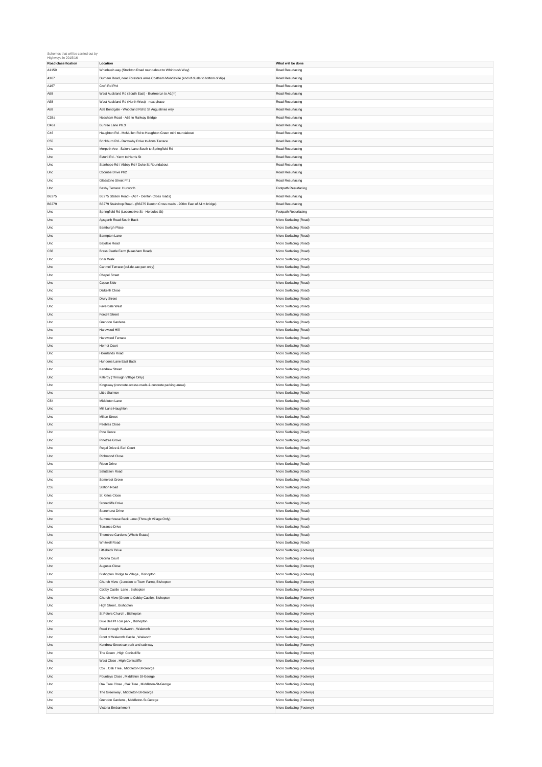Schemes that will be carried out by Highways in 2015/16

| Road classification | Location | What will be done |
| --- | --- | --- |
| A1150 | Whinbush way (Stockton Road roundabout to Whinbush Way) | Road Resurfacing |
| A167 | Durham Road, near Foresters arms Coatham Mundeville (end of duals to bottom of dip) | Road Resurfacing |
| A167 | Croft Rd Ph4 | Road Resurfacing |
| A68 | West Auckland Rd (South East) - Burtree Ln to A1(m) | Road Resurfacing |
| A68 | West Auckland Rd (North West) - next phase | Road Resurfacing |
| A68 | A68 Bondgate - Woodland Rd to St Augustines way | Road Resurfacing |
| C38a | Neasham Road - A66 to Railway Bridge | Road Resurfacing |
| C40a | Burtree Lane Ph.3 | Road Resurfacing |
| C46 | Haughton Rd - McMullen Rd to Haughton Green mini roundabout | Road Resurfacing |
| C55 | Brinkburn Rd - Darrowby Drive to Anns Terrace | Road Resurfacing |
| Unc | Morpeth Ave - Salters Lane South to Springfield Rd | Road Resurfacing |
| Unc | Estoril Rd - Yarm to Harris St | Road Resurfacing |
| Unc | Stanhope Rd / Abbey Rd / Duke St Roundabout | Road Resurfacing |
| Unc | Coombe Drive Ph2 | Road Resurfacing |
| Unc | Gladstone Street Ph1 | Road Resurfacing |
| Unc | Baxby Terrace: Hurworth | Footpath Resurfacing |
| B6275 | B6275 Station Road - (A67 - Denton Cross roads) | Road Resurfacing |
| B6279 | B6279 Staindrop Road - (B6275 Denton Cross roads - 200m East of A1m bridge) | Road Resurfacing |
| Unc | Springfield Rd (Locomotive St - Hercules St) | Footpath Resurfacing |
| Unc | Aysgarth Road South Back | Micro Surfacing (Road) |
| Unc | Bamburgh Place | Micro Surfacing (Road) |
| Unc | Barmpton Lane | Micro Surfacing (Road) |
| Unc | Baydale Road | Micro Surfacing (Road) |
| C38 | Brass Castle Farm (Neasham Road) | Micro Surfacing (Road) |
| Unc | Briar Walk | Micro Surfacing (Road) |
| Unc | Cartmel Terrace (cul-de-sac part only) | Micro Surfacing (Road) |
| Unc | Chapel Street | Micro Surfacing (Road) |
| Unc | Copse Side | Micro Surfacing (Road) |
| Unc | Dalkeith Close | Micro Surfacing (Road) |
| Unc | Drury Street | Micro Surfacing (Road) |
| Unc | Faverdale West | Micro Surfacing (Road) |
| Unc | Forcett Street | Micro Surfacing (Road) |
| Unc | Grendon Gardens | Micro Surfacing (Road) |
| Unc | Harewood Hill | Micro Surfacing (Road) |
| Unc | Harewood Terrace | Micro Surfacing (Road) |
| Unc | Herriot Court | Micro Surfacing (Road) |
| Unc | Holmlands Road | Micro Surfacing (Road) |
| Unc | Hundens Lane East Back | Micro Surfacing (Road) |
| Unc | Kendrew Street | Micro Surfacing (Road) |
| Unc | Killerby (Through Village Only) | Micro Surfacing (Road) |
| Unc | Kingsway (concrete access roads & concrete parking areas) | Micro Surfacing (Road) |
| Unc | Little Stainton | Micro Surfacing (Road) |
| C54 | Middleton Lane | Micro Surfacing (Road) |
| Unc | Mill Lane Haughton | Micro Surfacing (Road) |
| Unc | Milton Street | Micro Surfacing (Road) |
| Unc | Peebles Close | Micro Surfacing (Road) |
| Unc | Pine Grove | Micro Surfacing (Road) |
| Unc | Pinetree Grove | Micro Surfacing (Road) |
| Unc | Regal Drive & Earl Court | Micro Surfacing (Road) |
| Unc | Richmond Close | Micro Surfacing (Road) |
| Unc | Ripon Drive | Micro Surfacing (Road) |
| Unc | Salutation Road | Micro Surfacing (Road) |
| Unc | Somerset Grove | Micro Surfacing (Road) |
| C55 | Station Road | Micro Surfacing (Road) |
| Unc | St. Giles Close | Micro Surfacing (Road) |
| Unc | Stonecliffe Drive | Micro Surfacing (Road) |
| Unc | Stonehurst Drive | Micro Surfacing (Road) |
| Unc | Summerhouse Back Lane (Through Village Only) | Micro Surfacing (Road) |
| Unc | Torrance Drive | Micro Surfacing (Road) |
| Unc | Thorntree Gardens (Whole Estate) | Micro Surfacing (Road) |
| Unc | Whitwell Road | Micro Surfacing (Road) |
| Unc | Littlebeck Drive | Micro Surfacing (Footway) |
| Unc | Deorna Court | Micro Surfacing (Footway) |
| Unc | Augusta Close | Micro Surfacing (Footway) |
| Unc | Bishopton Bridge to Village , Bishopton | Micro Surfacing (Footway) |
| Unc | Church View (Junction to Town Farm), Bishopton | Micro Surfacing (Footway) |
| Unc | Cobby Castle Lane , Bishopton | Micro Surfacing (Footway) |
| Unc | Church View (Green to Cobby Castle), Bishopton | Micro Surfacing (Footway) |
| Unc | High Street , Bishopton | Micro Surfacing (Footway) |
| Unc | St Peters Church , Bishopton | Micro Surfacing (Footway) |
| Unc | Blue Bell PH car park , Bishopton | Micro Surfacing (Footway) |
| Unc | Road through Walworth , Walworth | Micro Surfacing (Footway) |
| Unc | Front of Walworth Castle , Walworth | Micro Surfacing (Footway) |
| Unc | Kendrew Street car park and sub way | Micro Surfacing (Footway) |
| Unc | The Green , High Coniscliffe | Micro Surfacing (Footway) |
| Unc | West Close , High Coniscliffe | Micro Surfacing (Footway) |
| Unc | C52 , Oak Tree , Middleton-St-George | Micro Surfacing (Footway) |
| Unc | Pounteys Close , Middleton St-George | Micro Surfacing (Footway) |
| Unc | Oak Tree Close , Oak Tree , Middleton-St-George | Micro Surfacing (Footway) |
| Unc | The Greenway , Middleton-St-George | Micro Surfacing (Footway) |
| Unc | Grendon Gardens , Middleton-St-George | Micro Surfacing (Footway) |
| Unc | Victoria Embankment | Micro Surfacing (Footway) |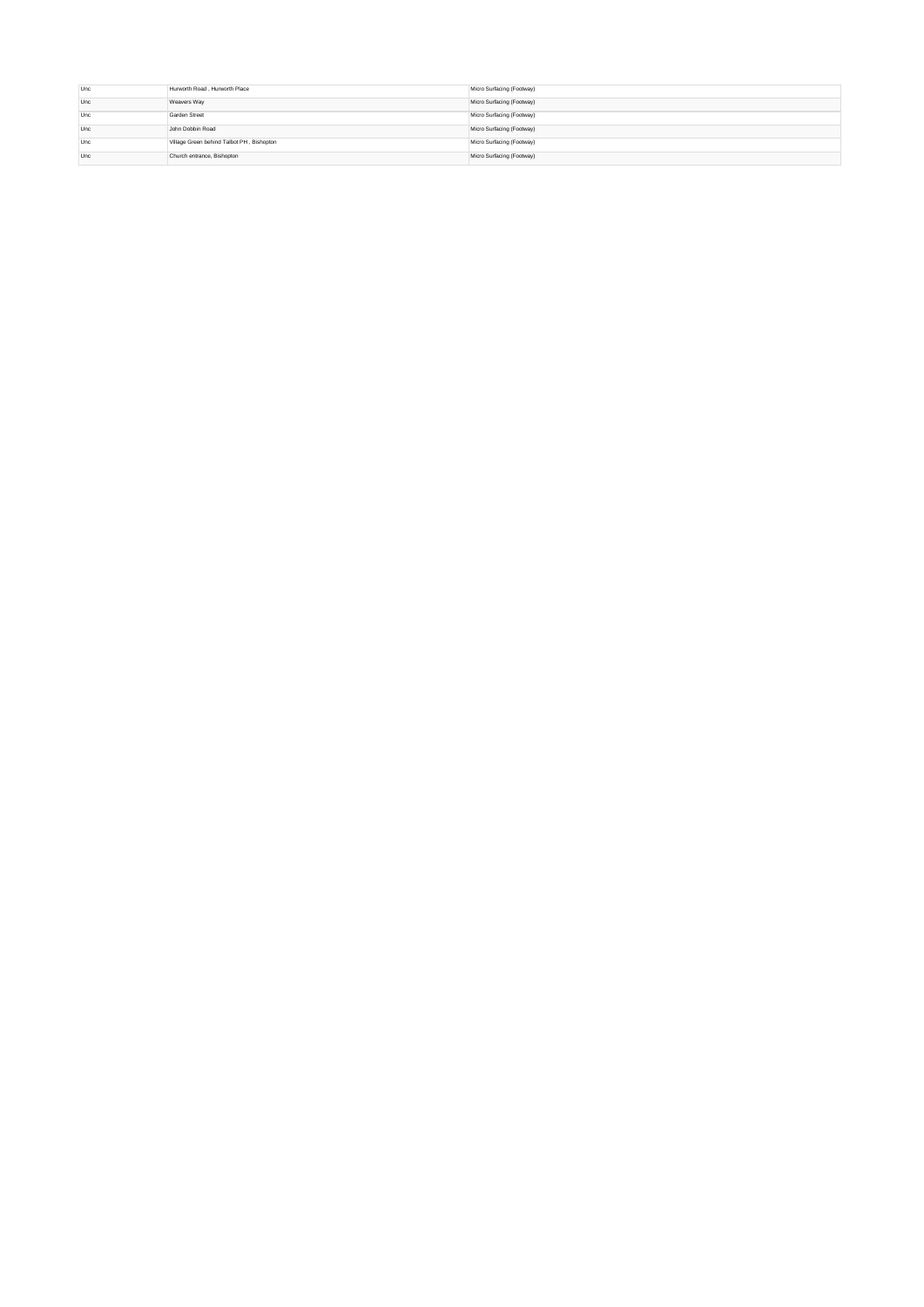| | | |
|---|---|---|
| Unc | Hurworth Road , Hurworth Place | Micro Surfacing (Footway) |
| Unc | Weavers Way | Micro Surfacing (Footway) |
| Unc | Garden Street | Micro Surfacing (Footway) |
| Unc | John Dobbin Road | Micro Surfacing (Footway) |
| Unc | Village Green behind Talbot PH , Bishopton | Micro Surfacing (Footway) |
| Unc | Church entrance, Bishopton | Micro Surfacing (Footway) |